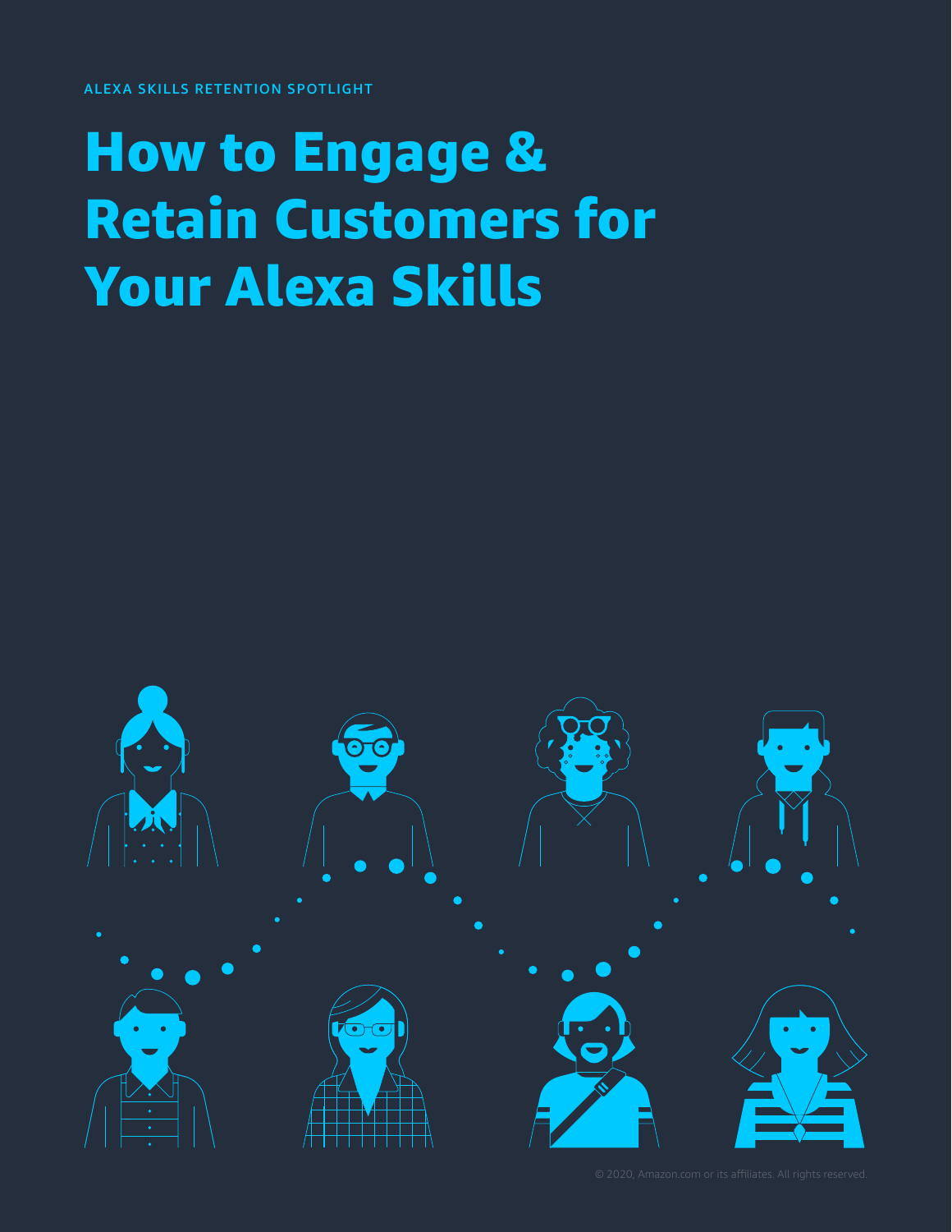ALEXA SKILLS RETENTION SPOTLIGHT

# How to Engage & Retain Customers for Your Alexa Skills

© 2020, Amazon.com or its affiliates. All rights reserved.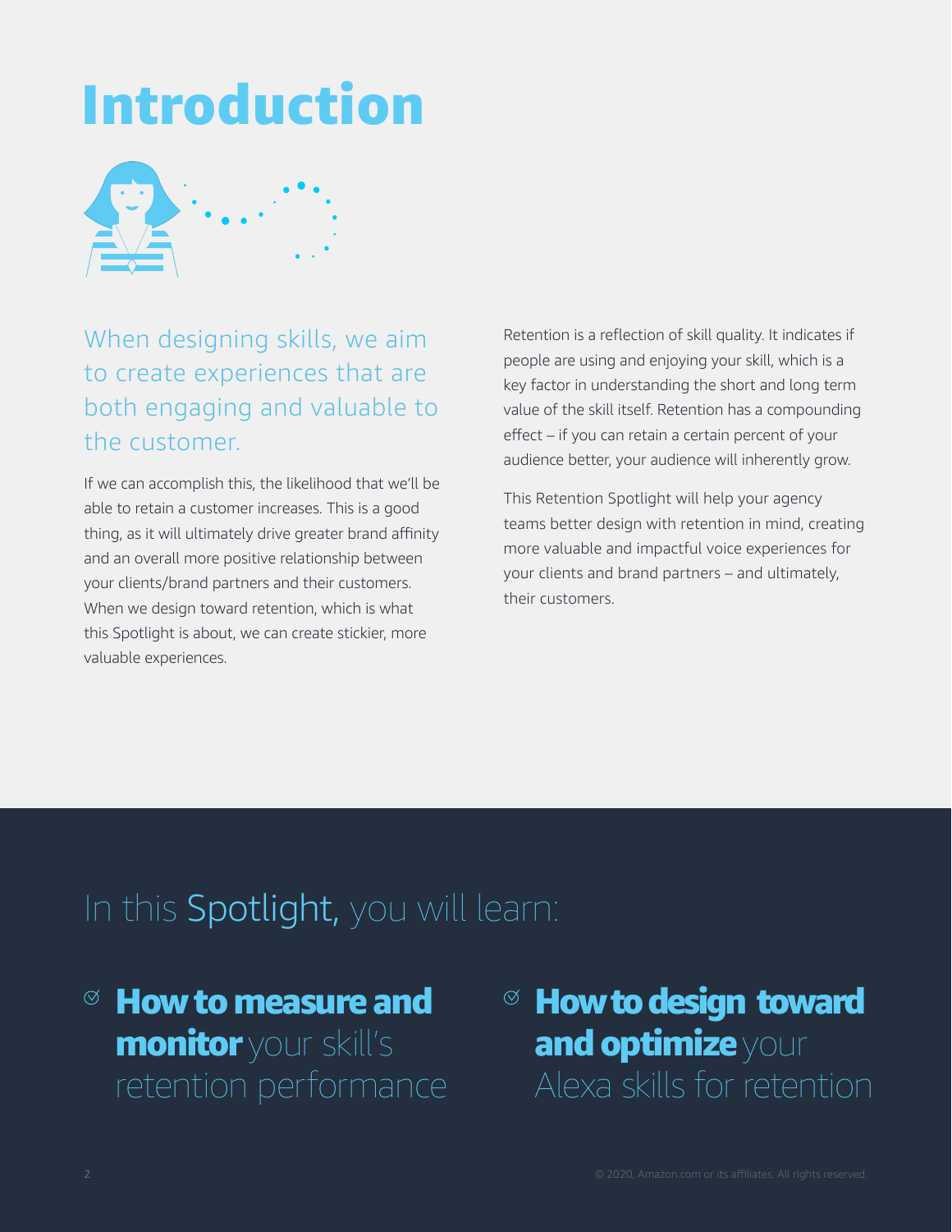# Introduction

When designing skills, we aim to create experiences that are both engaging and valuable to the customer.

If we can accomplish this, the likelihood that we'll be able to retain a customer increases. This is a good thing, as it will ultimately drive greater brand affinity and an overall more positive relationship between your clients/brand partners and their customers. When we design toward retention, which is what this Spotlight is about, we can create stickier, more valuable experiences.

Retention is a reflection of skill quality. It indicates if people are using and enjoying your skill, which is a key factor in understanding the short and long term value of the skill itself. Retention has a compounding effect – if you can retain a certain percent of your audience better, your audience will inherently grow.

This Retention Spotlight will help your agency teams better design with retention in mind, creating more valuable and impactful voice experiences for your clients and brand partners – and ultimately, their customers.

## In this Spotlight, you will learn:

- **How to measure and monitor** your skill's retention performance
- **How to design toward and optimize** your Alexa skills for retention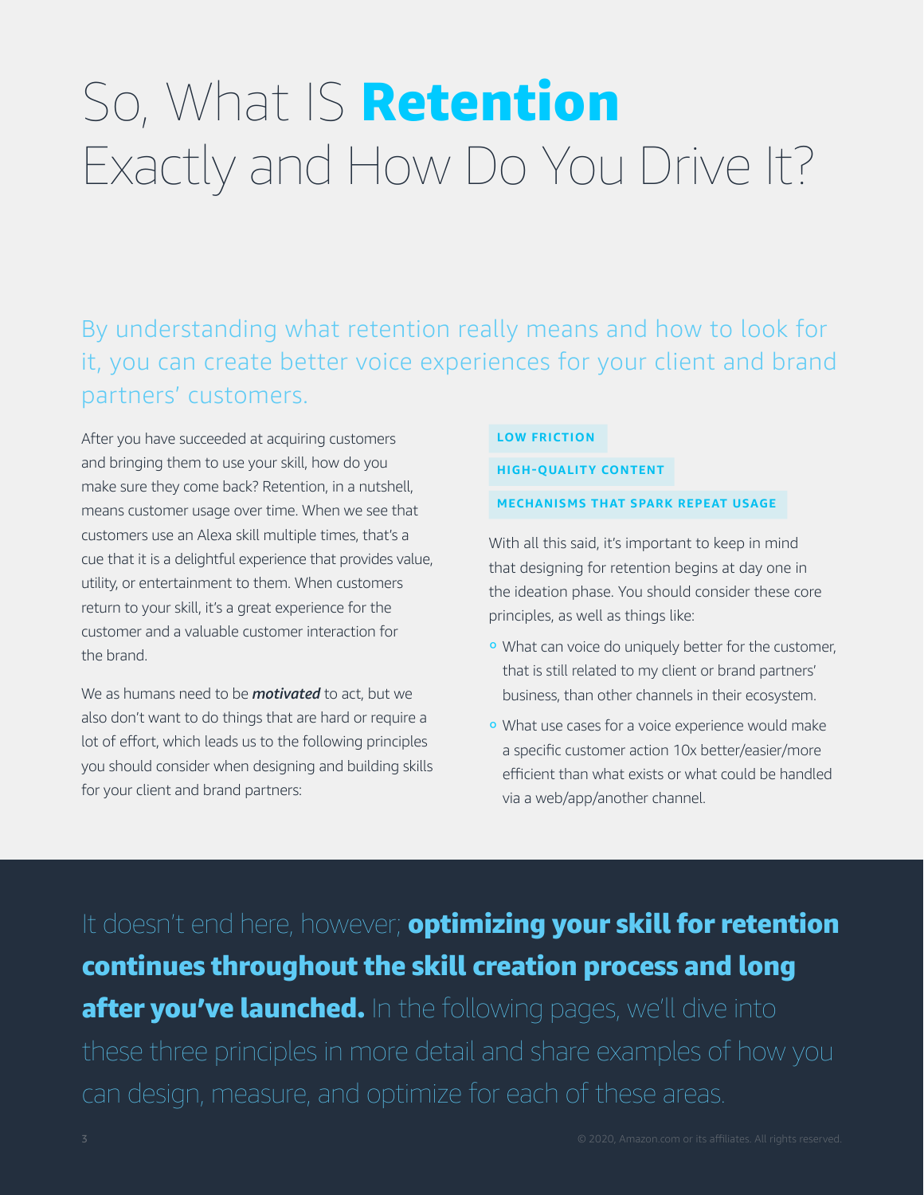# So, What IS **Retention** Exactly and How Do You Drive It?

By understanding what retention really means and how to look for it, you can create better voice experiences for your client and brand partners' customers.

After you have succeeded at acquiring customers and bringing them to use your skill, how do you make sure they come back? Retention, in a nutshell, means customer usage over time. When we see that customers use an Alexa skill multiple times, that's a cue that it is a delightful experience that provides value, utility, or entertainment to them. When customers return to your skill, it's a great experience for the customer and a valuable customer interaction for the brand.

We as humans need to be ***motivated*** to act, but we also don't want to do things that are hard or require a lot of effort, which leads us to the following principles you should consider when designing and building skills for your client and brand partners:

**LOW FRICTION**

**HIGH-QUALITY CONTENT**

**MECHANISMS THAT SPARK REPEAT USAGE**

With all this said, it's important to keep in mind that designing for retention begins at day one in the ideation phase. You should consider these core principles, as well as things like:

- What can voice do uniquely better for the customer, that is still related to my client or brand partners' business, than other channels in their ecosystem.
- What use cases for a voice experience would make a specific customer action 10x better/easier/more efficient than what exists or what could be handled via a web/app/another channel.

It doesn't end here, however; **optimizing your skill for retention continues throughout the skill creation process and long after you've launched.** In the following pages, we'll dive into these three principles in more detail and share examples of how you can design, measure, and optimize for each of these areas.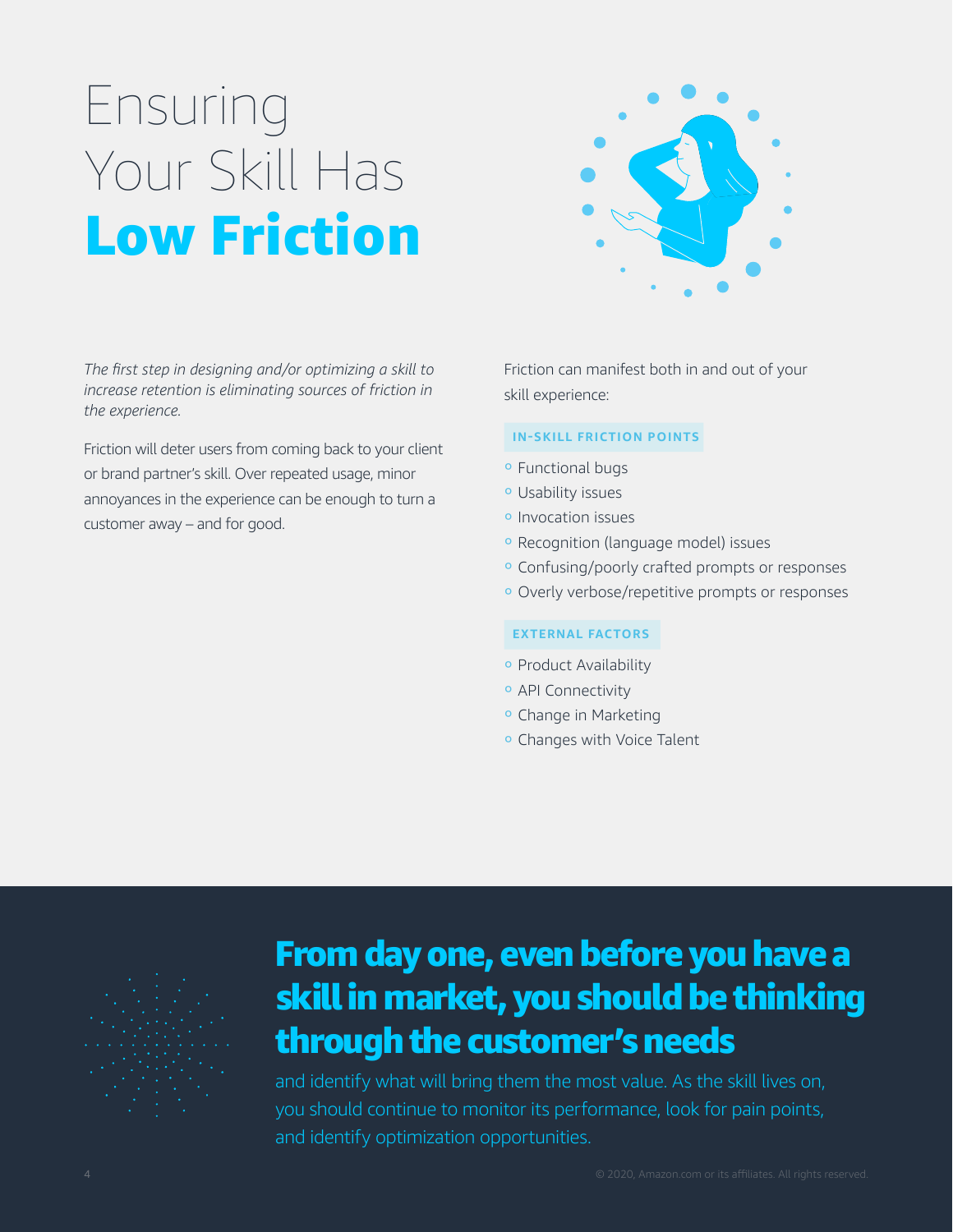# Ensuring Your Skill Has **Low Friction**

*The first step in designing and/or optimizing a skill to increase retention is eliminating sources of friction in the experience.*

Friction will deter users from coming back to your client or brand partner's skill. Over repeated usage, minor annoyances in the experience can be enough to turn a customer away – and for good.

Friction can manifest both in and out of your skill experience:

**IN-SKILL FRICTION POINTS**

- Functional bugs
- Usability issues
- Invocation issues
- Recognition (language model) issues
- Confusing/poorly crafted prompts or responses
- Overly verbose/repetitive prompts or responses

**EXTERNAL FACTORS**

- Product Availability
- API Connectivity
- Change in Marketing
- Changes with Voice Talent

**From day one, even before you have a skill in market, you should be thinking through the customer's needs** and identify what will bring them the most value. As the skill lives on, you should continue to monitor its performance, look for pain points, and identify optimization opportunities.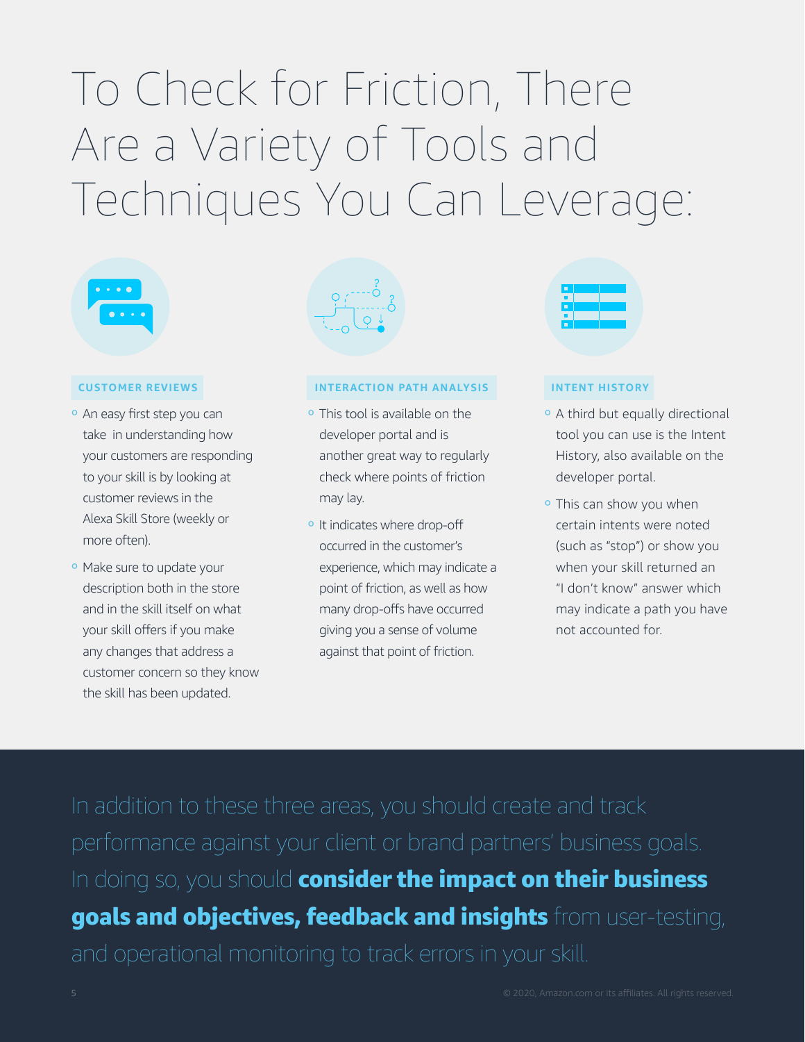# To Check for Friction, There Are a Variety of Tools and Techniques You Can Leverage:

### CUSTOMER REVIEWS

- An easy first step you can take in understanding how your customers are responding to your skill is by looking at customer reviews in the Alexa Skill Store (weekly or more often).
- Make sure to update your description both in the store and in the skill itself on what your skill offers if you make any changes that address a customer concern so they know the skill has been updated.

### INTERACTION PATH ANALYSIS

- This tool is available on the developer portal and is another great way to regularly check where points of friction may lay.
- It indicates where drop-off occurred in the customer's experience, which may indicate a point of friction, as well as how many drop-offs have occurred giving you a sense of volume against that point of friction.

### INTENT HISTORY

- A third but equally directional tool you can use is the Intent History, also available on the developer portal.
- This can show you when certain intents were noted (such as "stop") or show you when your skill returned an "I don't know" answer which may indicate a path you have not accounted for.

In addition to these three areas, you should create and track performance against your client or brand partners' business goals. In doing so, you should **consider the impact on their business goals and objectives, feedback and insights** from user-testing, and operational monitoring to track errors in your skill.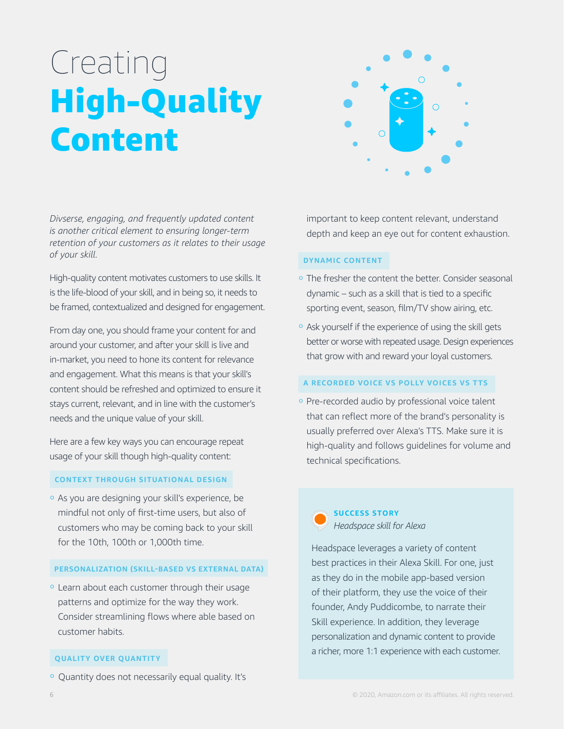# Creating **High-Quality Content**

*Divserse, engaging, and frequently updated content is another critical element to ensuring longer-term retention of your customers as it relates to their usage of your skill.*

High-quality content motivates customers to use skills. It is the life-blood of your skill, and in being so, it needs to be framed, contextualized and designed for engagement.

From day one, you should frame your content for and around your customer, and after your skill is live and in-market, you need to hone its content for relevance and engagement. What this means is that your skill's content should be refreshed and optimized to ensure it stays current, relevant, and in line with the customer's needs and the unique value of your skill.

Here are a few key ways you can encourage repeat usage of your skill though high-quality content:

### CONTEXT THROUGH SITUATIONAL DESIGN

- As you are designing your skill's experience, be mindful not only of first-time users, but also of customers who may be coming back to your skill for the 10th, 100th or 1,000th time.

### PERSONALIZATION (SKILL-BASED VS EXTERNAL DATA)

- Learn about each customer through their usage patterns and optimize for the way they work. Consider streamlining flows where able based on customer habits.

### QUALITY OVER QUANTITY

- Quantity does not necessarily equal quality. It's important to keep content relevant, understand depth and keep an eye out for content exhaustion.

### DYNAMIC CONTENT

- The fresher the content the better. Consider seasonal dynamic – such as a skill that is tied to a specific sporting event, season, film/TV show airing, etc.
- Ask yourself if the experience of using the skill gets better or worse with repeated usage. Design experiences that grow with and reward your loyal customers.

### A RECORDED VOICE VS POLLY VOICES VS TTS

- Pre-recorded audio by professional voice talent that can reflect more of the brand's personality is usually preferred over Alexa's TTS. Make sure it is high-quality and follows guidelines for volume and technical specifications.

**SUCCESS STORY**
*Headspace skill for Alexa*

Headspace leverages a variety of content best practices in their Alexa Skill. For one, just as they do in the mobile app-based version of their platform, they use the voice of their founder, Andy Puddicombe, to narrate their Skill experience. In addition, they leverage personalization and dynamic content to provide a richer, more 1:1 experience with each customer.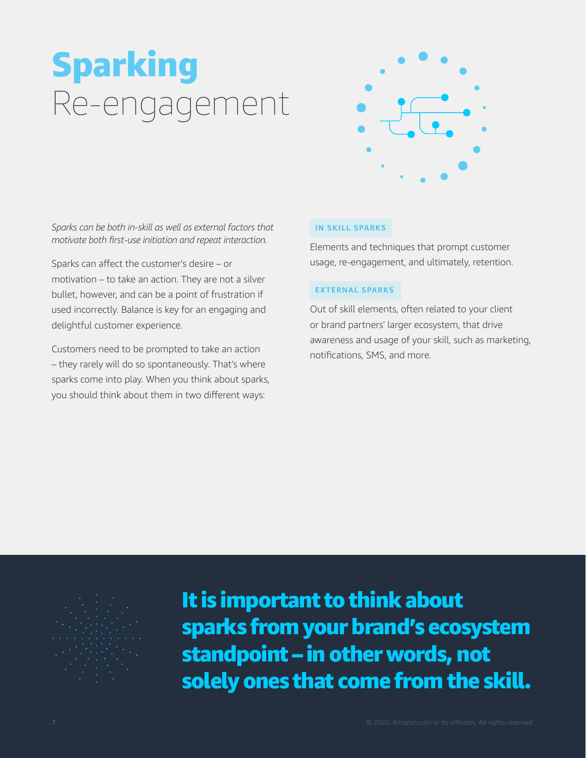# **Sparking** Re-engagement

*Sparks can be both in-skill as well as external factors that motivate both first-use initiation and repeat interaction.*

Sparks can affect the customer's desire – or motivation – to take an action. They are not a silver bullet, however, and can be a point of frustration if used incorrectly. Balance is key for an engaging and delightful customer experience.

Customers need to be prompted to take an action – they rarely will do so spontaneously. That's where sparks come into play. When you think about sparks, you should think about them in two different ways:

### IN SKILL SPARKS

Elements and techniques that prompt customer usage, re-engagement, and ultimately, retention.

### EXTERNAL SPARKS

Out of skill elements, often related to your client or brand partners' larger ecosystem, that drive awareness and usage of your skill, such as marketing, notifications, SMS, and more.

**It is important to think about sparks from your brand's ecosystem standpoint – in other words, not solely ones that come from the skill.**

© 2020, Amazon.com or its affiliates. All rights reserved.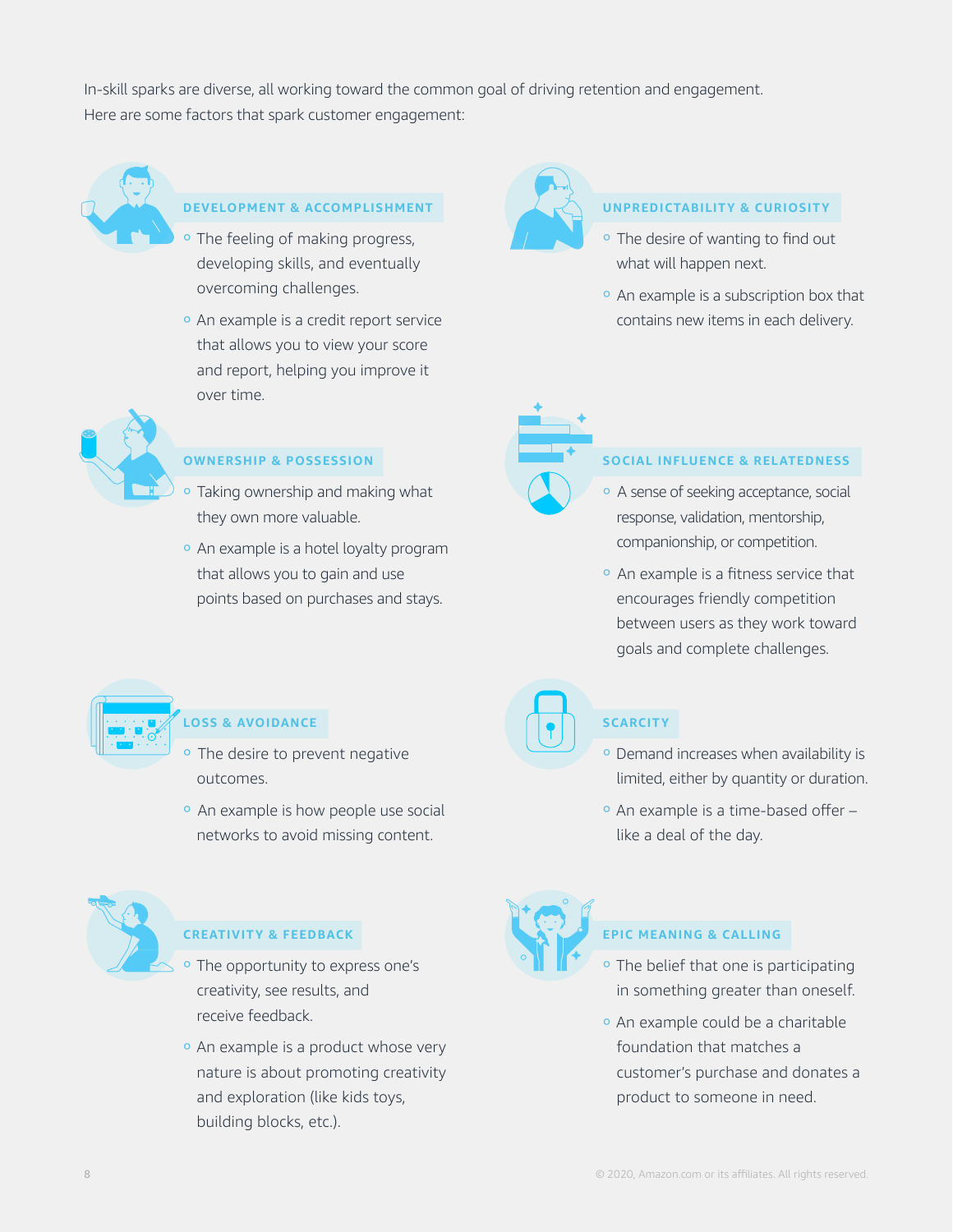In-skill sparks are diverse, all working toward the common goal of driving retention and engagement. Here are some factors that spark customer engagement:

### DEVELOPMENT & ACCOMPLISHMENT

- The feeling of making progress, developing skills, and eventually overcoming challenges.
- An example is a credit report service that allows you to view your score and report, helping you improve it over time.

### UNPREDICTABILITY & CURIOSITY

- The desire of wanting to find out what will happen next.
- An example is a subscription box that contains new items in each delivery.

### OWNERSHIP & POSSESSION

- Taking ownership and making what they own more valuable.
- An example is a hotel loyalty program that allows you to gain and use points based on purchases and stays.

### SOCIAL INFLUENCE & RELATEDNESS

- A sense of seeking acceptance, social response, validation, mentorship, companionship, or competition.
- An example is a fitness service that encourages friendly competition between users as they work toward goals and complete challenges.

### LOSS & AVOIDANCE

- The desire to prevent negative outcomes.
- An example is how people use social networks to avoid missing content.

### SCARCITY

- Demand increases when availability is limited, either by quantity or duration.
- An example is a time-based offer – like a deal of the day.

### CREATIVITY & FEEDBACK

- The opportunity to express one's creativity, see results, and receive feedback.
- An example is a product whose very nature is about promoting creativity and exploration (like kids toys, building blocks, etc.).

### EPIC MEANING & CALLING

- The belief that one is participating in something greater than oneself.
- An example could be a charitable foundation that matches a customer's purchase and donates a product to someone in need.

© 2020, Amazon.com or its affiliates. All rights reserved.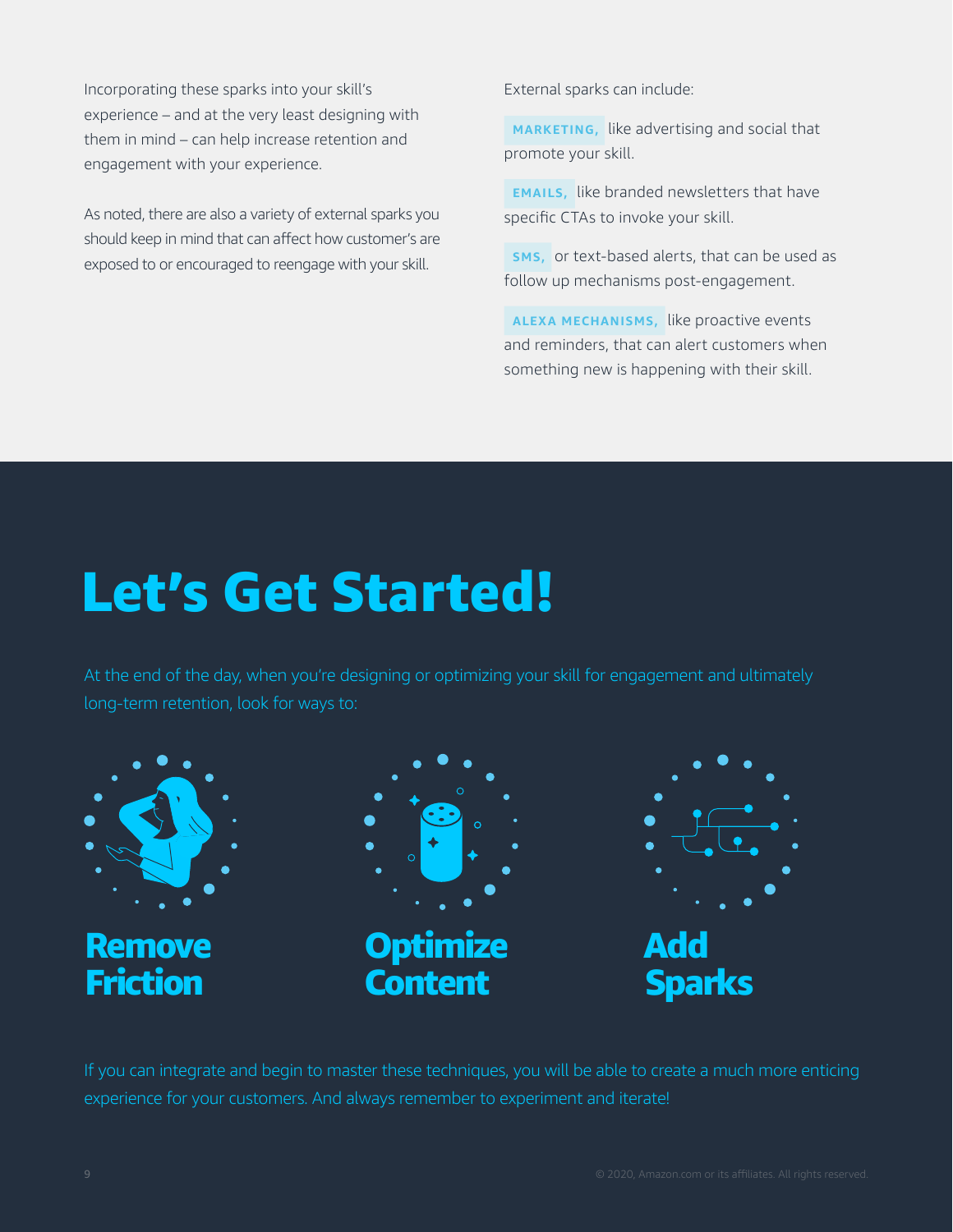Incorporating these sparks into your skill's experience – and at the very least designing with them in mind – can help increase retention and engagement with your experience.

As noted, there are also a variety of external sparks you should keep in mind that can affect how customer's are exposed to or encouraged to reengage with your skill.

External sparks can include:

**MARKETING,** like advertising and social that promote your skill.

**EMAILS,** like branded newsletters that have specific CTAs to invoke your skill.

**SMS,** or text-based alerts, that can be used as follow up mechanisms post-engagement.

**ALEXA MECHANISMS,** like proactive events and reminders, that can alert customers when something new is happening with their skill.

# Let's Get Started!

At the end of the day, when you're designing or optimizing your skill for engagement and ultimately long-term retention, look for ways to:

**Remove Friction**

**Optimize Content**

**Add Sparks**

If you can integrate and begin to master these techniques, you will be able to create a much more enticing experience for your customers. And always remember to experiment and iterate!

© 2020, Amazon.com or its affiliates. All rights reserved.